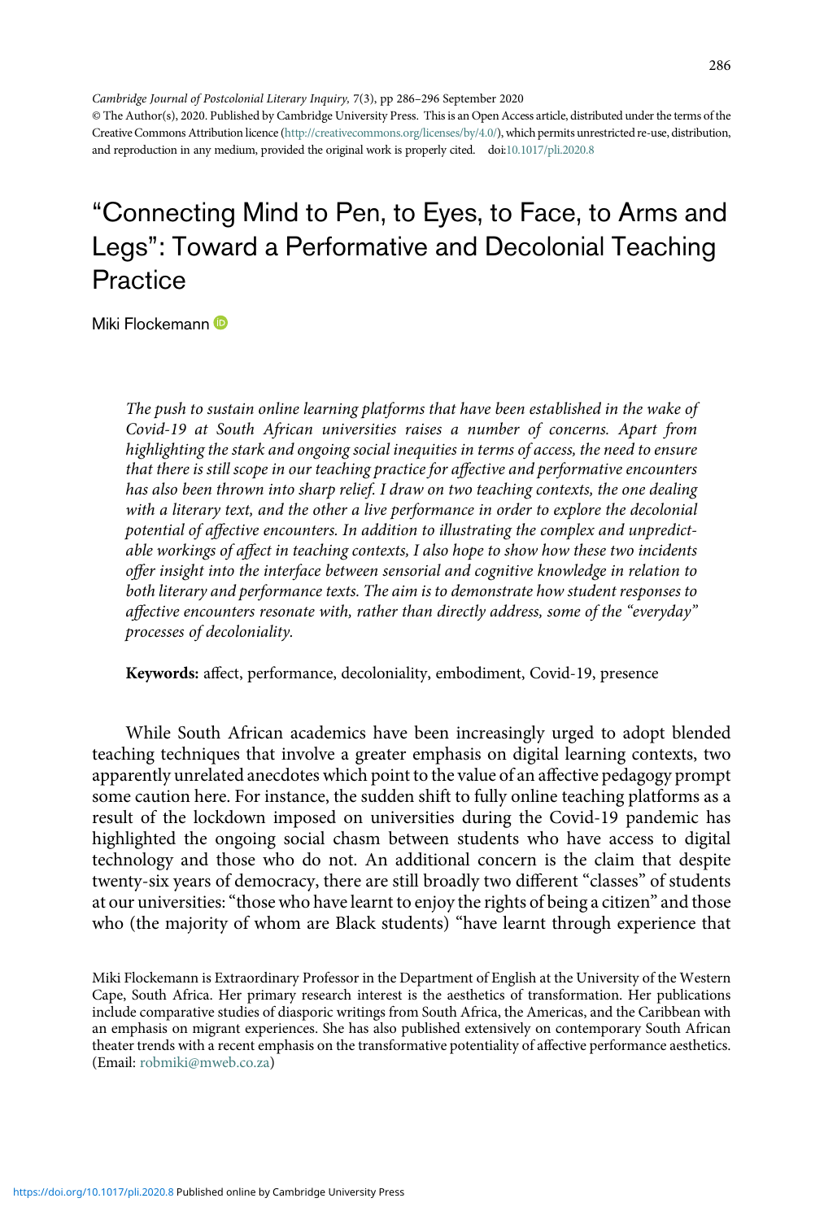Cambridge Journal of Postcolonial Literary Inquiry, 7(3), pp 286–296 September 2020
© The Author(s), 2020. Published by Cambridge University Press. This is an Open Access article, distributed under the terms of the Creative Commons Attribution licence (http://creativecommons.org/licenses/by/4.0/), which permits unrestricted re-use, distribution, and reproduction in any medium, provided the original work is properly cited. doi:10.1017/pli.2020.8

# "Connecting Mind to Pen, to Eyes, to Face, to Arms and Legs": Toward a Performative and Decolonial Teaching Practice

Miki Flockemann

*The push to sustain online learning platforms that have been established in the wake of Covid-19 at South African universities raises a number of concerns. Apart from highlighting the stark and ongoing social inequities in terms of access, the need to ensure that there is still scope in our teaching practice for affective and performative encounters has also been thrown into sharp relief. I draw on two teaching contexts, the one dealing with a literary text, and the other a live performance in order to explore the decolonial potential of affective encounters. In addition to illustrating the complex and unpredictable workings of affect in teaching contexts, I also hope to show how these two incidents offer insight into the interface between sensorial and cognitive knowledge in relation to both literary and performance texts. The aim is to demonstrate how student responses to affective encounters resonate with, rather than directly address, some of the "everyday" processes of decoloniality.*

**Keywords:** affect, performance, decoloniality, embodiment, Covid-19, presence

While South African academics have been increasingly urged to adopt blended teaching techniques that involve a greater emphasis on digital learning contexts, two apparently unrelated anecdotes which point to the value of an affective pedagogy prompt some caution here. For instance, the sudden shift to fully online teaching platforms as a result of the lockdown imposed on universities during the Covid-19 pandemic has highlighted the ongoing social chasm between students who have access to digital technology and those who do not. An additional concern is the claim that despite twenty-six years of democracy, there are still broadly two different "classes" of students at our universities: "those who have learnt to enjoy the rights of being a citizen" and those who (the majority of whom are Black students) "have learnt through experience that

Miki Flockemann is Extraordinary Professor in the Department of English at the University of the Western Cape, South Africa. Her primary research interest is the aesthetics of transformation. Her publications include comparative studies of diasporic writings from South Africa, the Americas, and the Caribbean with an emphasis on migrant experiences. She has also published extensively on contemporary South African theater trends with a recent emphasis on the transformative potentiality of affective performance aesthetics. (Email: robmiki@mweb.co.za)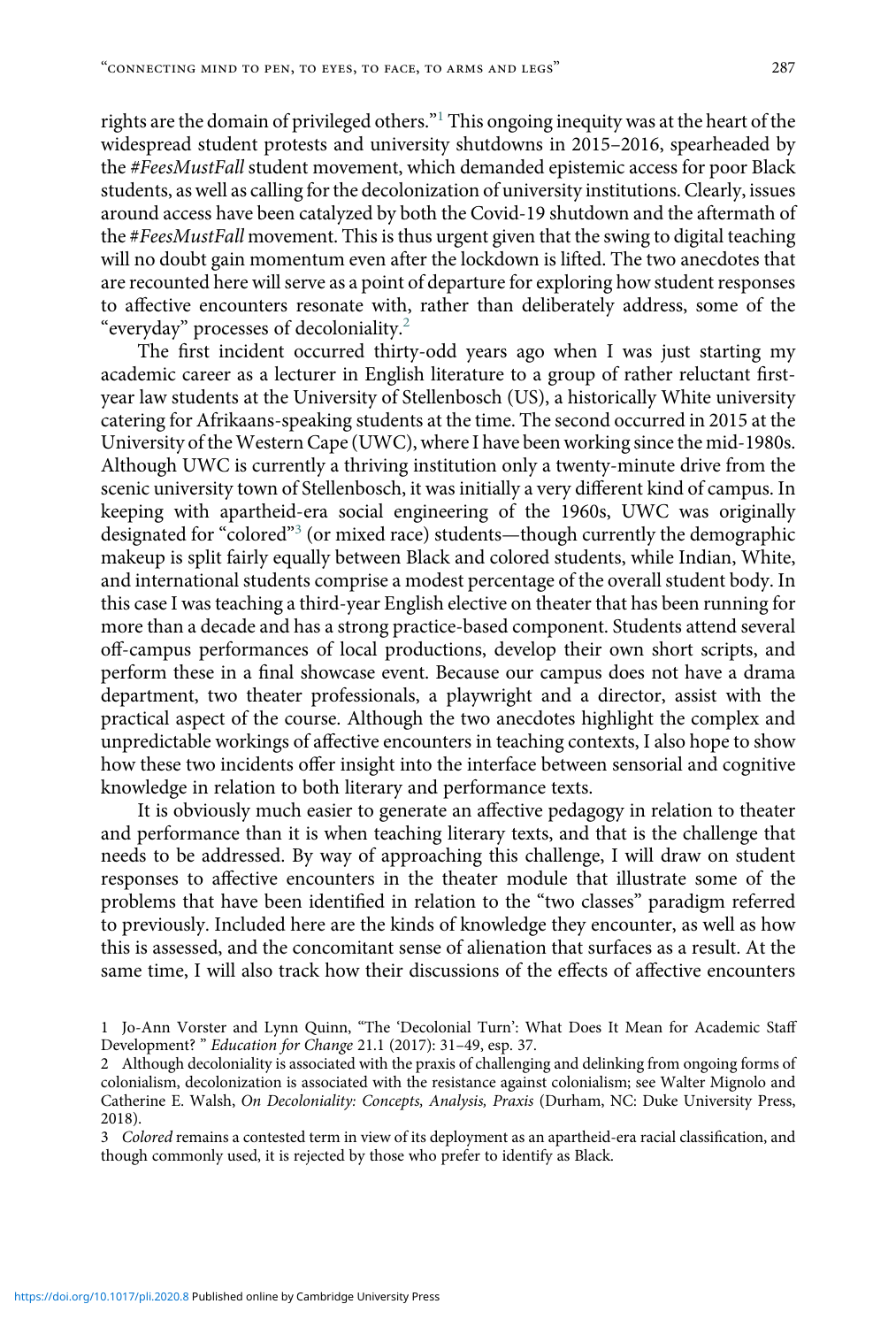rights are the domain of privileged others."[1] This ongoing inequity was at the heart of the widespread student protests and university shutdowns in 2015–2016, spearheaded by the *#FeesMustFall* student movement, which demanded epistemic access for poor Black students, as well as calling for the decolonization of university institutions. Clearly, issues around access have been catalyzed by both the Covid-19 shutdown and the aftermath of the *#FeesMustFall* movement. This is thus urgent given that the swing to digital teaching will no doubt gain momentum even after the lockdown is lifted. The two anecdotes that are recounted here will serve as a point of departure for exploring how student responses to affective encounters resonate with, rather than deliberately address, some of the "everyday" processes of decoloniality.[2]

The first incident occurred thirty-odd years ago when I was just starting my academic career as a lecturer in English literature to a group of rather reluctant first-year law students at the University of Stellenbosch (US), a historically White university catering for Afrikaans-speaking students at the time. The second occurred in 2015 at the University of the Western Cape (UWC), where I have been working since the mid-1980s. Although UWC is currently a thriving institution only a twenty-minute drive from the scenic university town of Stellenbosch, it was initially a very different kind of campus. In keeping with apartheid-era social engineering of the 1960s, UWC was originally designated for "colored"[3] (or mixed race) students—though currently the demographic makeup is split fairly equally between Black and colored students, while Indian, White, and international students comprise a modest percentage of the overall student body. In this case I was teaching a third-year English elective on theater that has been running for more than a decade and has a strong practice-based component. Students attend several off-campus performances of local productions, develop their own short scripts, and perform these in a final showcase event. Because our campus does not have a drama department, two theater professionals, a playwright and a director, assist with the practical aspect of the course. Although the two anecdotes highlight the complex and unpredictable workings of affective encounters in teaching contexts, I also hope to show how these two incidents offer insight into the interface between sensorial and cognitive knowledge in relation to both literary and performance texts.

It is obviously much easier to generate an affective pedagogy in relation to theater and performance than it is when teaching literary texts, and that is the challenge that needs to be addressed. By way of approaching this challenge, I will draw on student responses to affective encounters in the theater module that illustrate some of the problems that have been identified in relation to the "two classes" paradigm referred to previously. Included here are the kinds of knowledge they encounter, as well as how this is assessed, and the concomitant sense of alienation that surfaces as a result. At the same time, I will also track how their discussions of the effects of affective encounters

1 Jo-Ann Vorster and Lynn Quinn, "The 'Decolonial Turn': What Does It Mean for Academic Staff Development? " *Education for Change* 21.1 (2017): 31–49, esp. 37.

2 Although decoloniality is associated with the praxis of challenging and delinking from ongoing forms of colonialism, decolonization is associated with the resistance against colonialism; see Walter Mignolo and Catherine E. Walsh, *On Decoloniality: Concepts, Analysis, Praxis* (Durham, NC: Duke University Press, 2018).

3 *Colored* remains a contested term in view of its deployment as an apartheid-era racial classification, and though commonly used, it is rejected by those who prefer to identify as Black.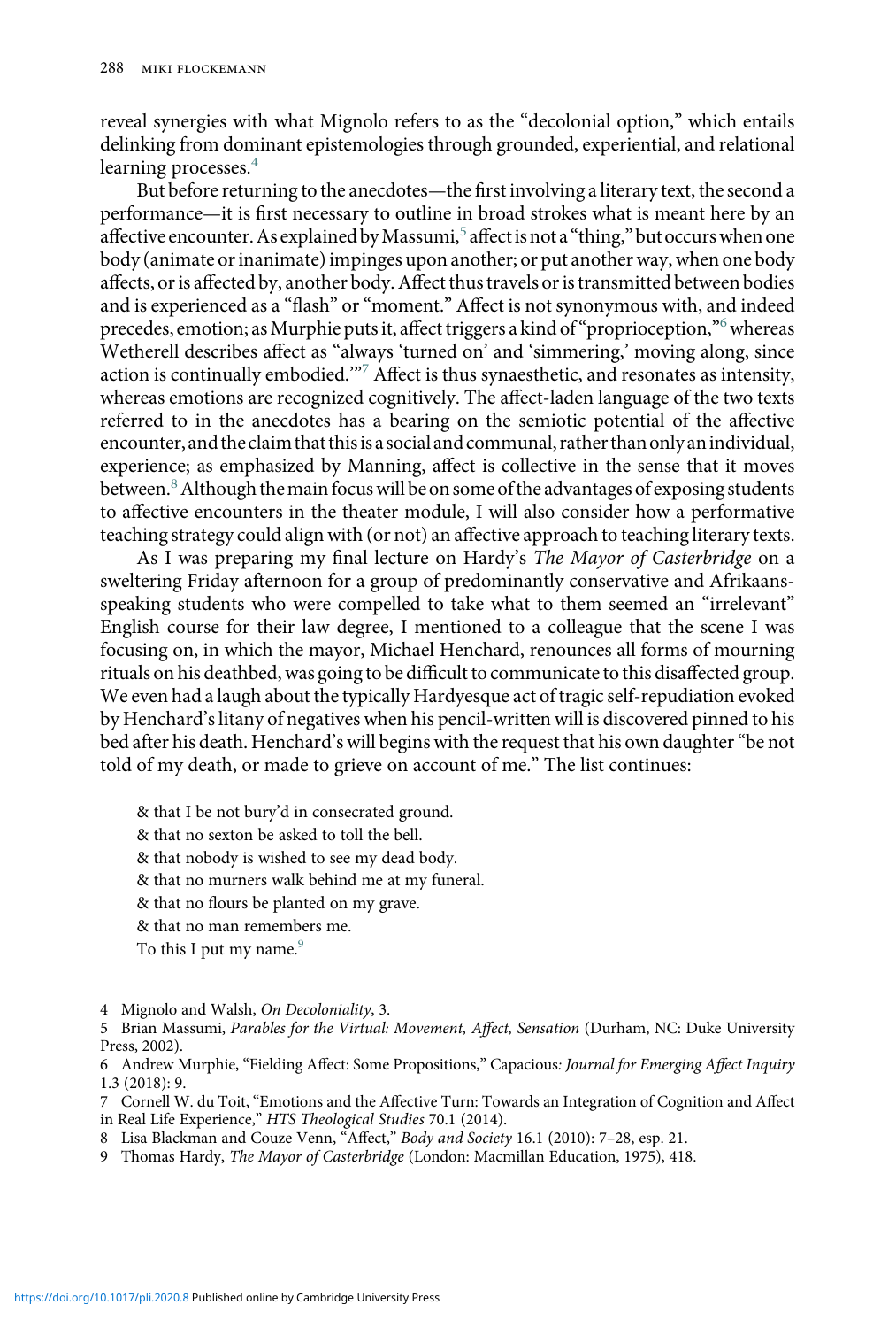reveal synergies with what Mignolo refers to as the "decolonial option," which entails delinking from dominant epistemologies through grounded, experiential, and relational learning processes.[4]

But before returning to the anecdotes—the first involving a literary text, the second a performance—it is first necessary to outline in broad strokes what is meant here by an affective encounter. As explained by Massumi,[5] affect is not a "thing," but occurs when one body (animate or inanimate) impinges upon another; or put another way, when one body affects, or is affected by, another body. Affect thus travels or is transmitted between bodies and is experienced as a "flash" or "moment." Affect is not synonymous with, and indeed precedes, emotion; as Murphie puts it, affect triggers a kind of "proprioception,"[6] whereas Wetherell describes affect as "always 'turned on' and 'simmering,' moving along, since action is continually embodied.'"[7] Affect is thus synaesthetic, and resonates as intensity, whereas emotions are recognized cognitively. The affect-laden language of the two texts referred to in the anecdotes has a bearing on the semiotic potential of the affective encounter, and the claim that this is a social and communal, rather than only an individual, experience; as emphasized by Manning, affect is collective in the sense that it moves between.[8] Although the main focus will be on some of the advantages of exposing students to affective encounters in the theater module, I will also consider how a performative teaching strategy could align with (or not) an affective approach to teaching literary texts.

As I was preparing my final lecture on Hardy's *The Mayor of Casterbridge* on a sweltering Friday afternoon for a group of predominantly conservative and Afrikaans-speaking students who were compelled to take what to them seemed an "irrelevant" English course for their law degree, I mentioned to a colleague that the scene I was focusing on, in which the mayor, Michael Henchard, renounces all forms of mourning rituals on his deathbed, was going to be difficult to communicate to this disaffected group. We even had a laugh about the typically Hardyesque act of tragic self-repudiation evoked by Henchard's litany of negatives when his pencil-written will is discovered pinned to his bed after his death. Henchard's will begins with the request that his own daughter "be not told of my death, or made to grieve on account of me." The list continues:

> & that I be not bury'd in consecrated ground.
> & that no sexton be asked to toll the bell.
> & that nobody is wished to see my dead body.
> & that no murners walk behind me at my funeral.
> & that no flours be planted on my grave.
> & that no man remembers me.
> To this I put my name.[9]

---

4 Mignolo and Walsh, *On Decoloniality*, 3.

5 Brian Massumi, *Parables for the Virtual: Movement, Affect, Sensation* (Durham, NC: Duke University Press, 2002).

6 Andrew Murphie, "Fielding Affect: Some Propositions," Capacious*: Journal for Emerging Affect Inquiry* 1.3 (2018): 9.

7 Cornell W. du Toit, "Emotions and the Affective Turn: Towards an Integration of Cognition and Affect in Real Life Experience," *HTS Theological Studies* 70.1 (2014).

8 Lisa Blackman and Couze Venn, "Affect," *Body and Society* 16.1 (2010): 7–28, esp. 21.

9 Thomas Hardy, *The Mayor of Casterbridge* (London: Macmillan Education, 1975), 418.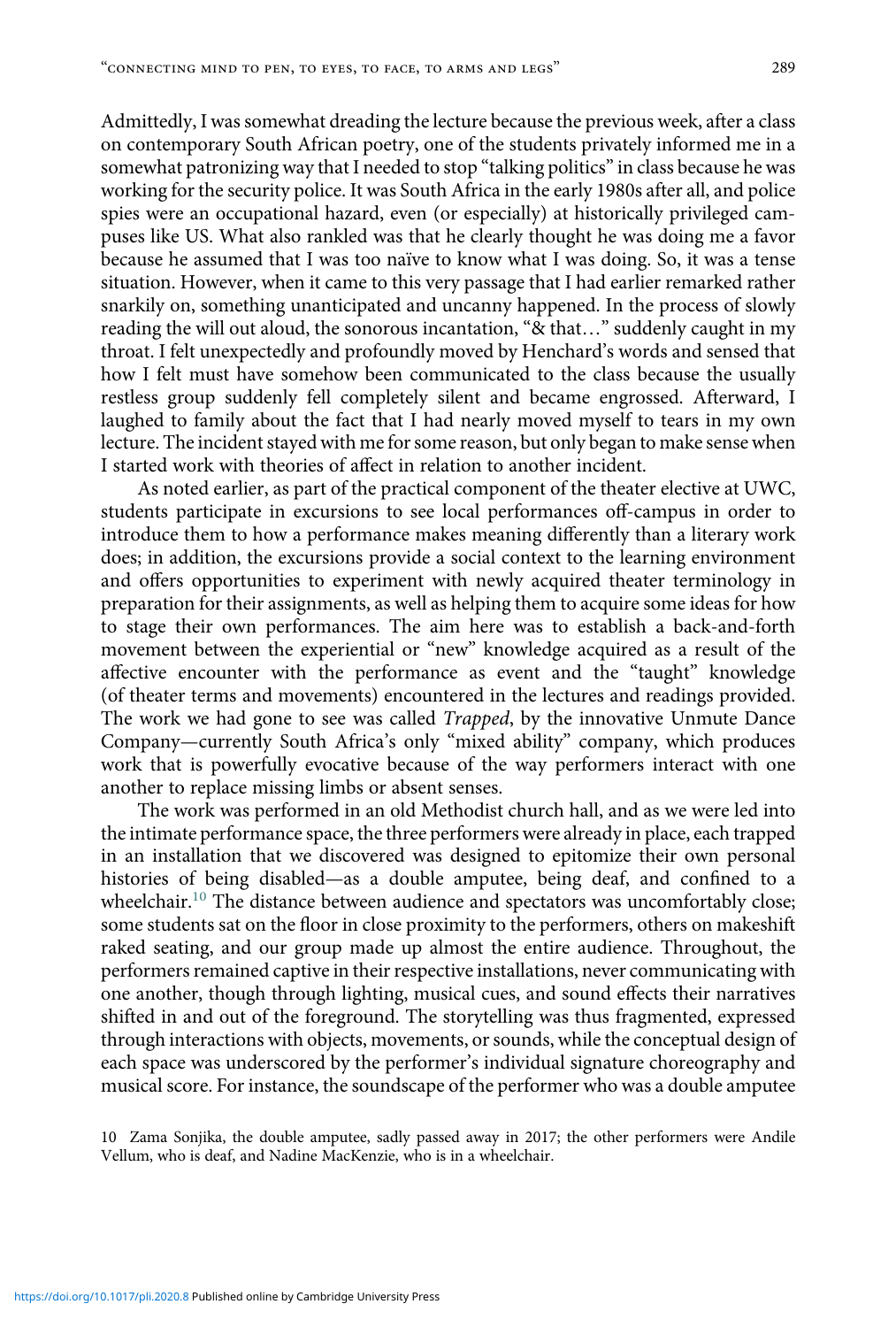Admittedly, I was somewhat dreading the lecture because the previous week, after a class on contemporary South African poetry, one of the students privately informed me in a somewhat patronizing way that I needed to stop "talking politics" in class because he was working for the security police. It was South Africa in the early 1980s after all, and police spies were an occupational hazard, even (or especially) at historically privileged campuses like US. What also rankled was that he clearly thought he was doing me a favor because he assumed that I was too naïve to know what I was doing. So, it was a tense situation. However, when it came to this very passage that I had earlier remarked rather snarkily on, something unanticipated and uncanny happened. In the process of slowly reading the will out aloud, the sonorous incantation, "& that…" suddenly caught in my throat. I felt unexpectedly and profoundly moved by Henchard's words and sensed that how I felt must have somehow been communicated to the class because the usually restless group suddenly fell completely silent and became engrossed. Afterward, I laughed to family about the fact that I had nearly moved myself to tears in my own lecture. The incident stayed with me for some reason, but only began to make sense when I started work with theories of affect in relation to another incident.

As noted earlier, as part of the practical component of the theater elective at UWC, students participate in excursions to see local performances off-campus in order to introduce them to how a performance makes meaning differently than a literary work does; in addition, the excursions provide a social context to the learning environment and offers opportunities to experiment with newly acquired theater terminology in preparation for their assignments, as well as helping them to acquire some ideas for how to stage their own performances. The aim here was to establish a back-and-forth movement between the experiential or "new" knowledge acquired as a result of the affective encounter with the performance as event and the "taught" knowledge (of theater terms and movements) encountered in the lectures and readings provided. The work we had gone to see was called *Trapped*, by the innovative Unmute Dance Company—currently South Africa's only "mixed ability" company, which produces work that is powerfully evocative because of the way performers interact with one another to replace missing limbs or absent senses.

The work was performed in an old Methodist church hall, and as we were led into the intimate performance space, the three performers were already in place, each trapped in an installation that we discovered was designed to epitomize their own personal histories of being disabled—as a double amputee, being deaf, and confined to a wheelchair.[10] The distance between audience and spectators was uncomfortably close; some students sat on the floor in close proximity to the performers, others on makeshift raked seating, and our group made up almost the entire audience. Throughout, the performers remained captive in their respective installations, never communicating with one another, though through lighting, musical cues, and sound effects their narratives shifted in and out of the foreground. The storytelling was thus fragmented, expressed through interactions with objects, movements, or sounds, while the conceptual design of each space was underscored by the performer's individual signature choreography and musical score. For instance, the soundscape of the performer who was a double amputee

10 Zama Sonjika, the double amputee, sadly passed away in 2017; the other performers were Andile Vellum, who is deaf, and Nadine MacKenzie, who is in a wheelchair.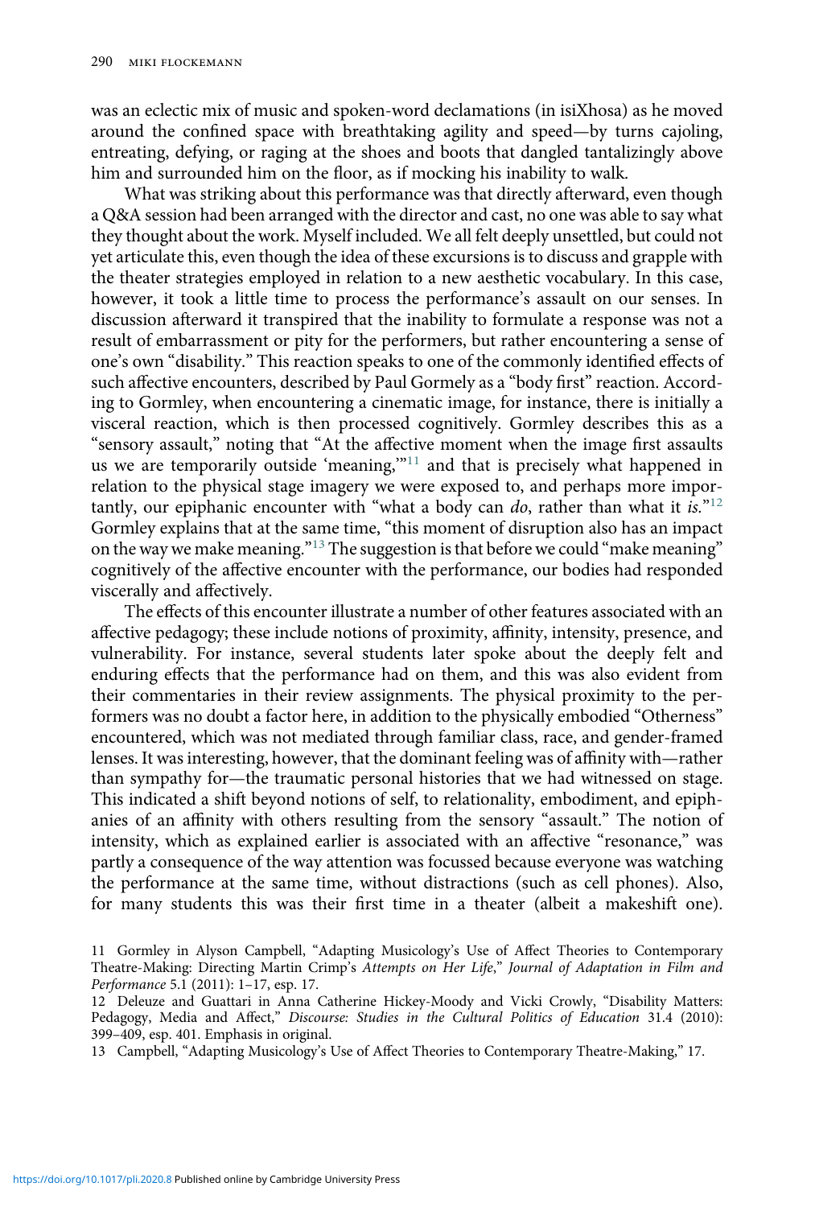was an eclectic mix of music and spoken-word declamations (in isiXhosa) as he moved around the confined space with breathtaking agility and speed—by turns cajoling, entreating, defying, or raging at the shoes and boots that dangled tantalizingly above him and surrounded him on the floor, as if mocking his inability to walk.

What was striking about this performance was that directly afterward, even though a Q&A session had been arranged with the director and cast, no one was able to say what they thought about the work. Myself included. We all felt deeply unsettled, but could not yet articulate this, even though the idea of these excursions is to discuss and grapple with the theater strategies employed in relation to a new aesthetic vocabulary. In this case, however, it took a little time to process the performance's assault on our senses. In discussion afterward it transpired that the inability to formulate a response was not a result of embarrassment or pity for the performers, but rather encountering a sense of one's own "disability." This reaction speaks to one of the commonly identified effects of such affective encounters, described by Paul Gormely as a "body first" reaction. According to Gormley, when encountering a cinematic image, for instance, there is initially a visceral reaction, which is then processed cognitively. Gormley describes this as a "sensory assault," noting that "At the affective moment when the image first assaults us we are temporarily outside 'meaning,'"[11] and that is precisely what happened in relation to the physical stage imagery we were exposed to, and perhaps more importantly, our epiphanic encounter with "what a body can *do*, rather than what it *is*."[12] Gormley explains that at the same time, "this moment of disruption also has an impact on the way we make meaning."[13] The suggestion is that before we could "make meaning" cognitively of the affective encounter with the performance, our bodies had responded viscerally and affectively.

The effects of this encounter illustrate a number of other features associated with an affective pedagogy; these include notions of proximity, affinity, intensity, presence, and vulnerability. For instance, several students later spoke about the deeply felt and enduring effects that the performance had on them, and this was also evident from their commentaries in their review assignments. The physical proximity to the performers was no doubt a factor here, in addition to the physically embodied "Otherness" encountered, which was not mediated through familiar class, race, and gender-framed lenses. It was interesting, however, that the dominant feeling was of affinity with—rather than sympathy for—the traumatic personal histories that we had witnessed on stage. This indicated a shift beyond notions of self, to relationality, embodiment, and epiphanies of an affinity with others resulting from the sensory "assault." The notion of intensity, which as explained earlier is associated with an affective "resonance," was partly a consequence of the way attention was focussed because everyone was watching the performance at the same time, without distractions (such as cell phones). Also, for many students this was their first time in a theater (albeit a makeshift one).

11 Gormley in Alyson Campbell, "Adapting Musicology's Use of Affect Theories to Contemporary Theatre-Making: Directing Martin Crimp's *Attempts on Her Life*," *Journal of Adaptation in Film and Performance* 5.1 (2011): 1–17, esp. 17.

12 Deleuze and Guattari in Anna Catherine Hickey-Moody and Vicki Crowly, "Disability Matters: Pedagogy, Media and Affect," *Discourse: Studies in the Cultural Politics of Education* 31.4 (2010): 399–409, esp. 401. Emphasis in original.

13 Campbell, "Adapting Musicology's Use of Affect Theories to Contemporary Theatre-Making," 17.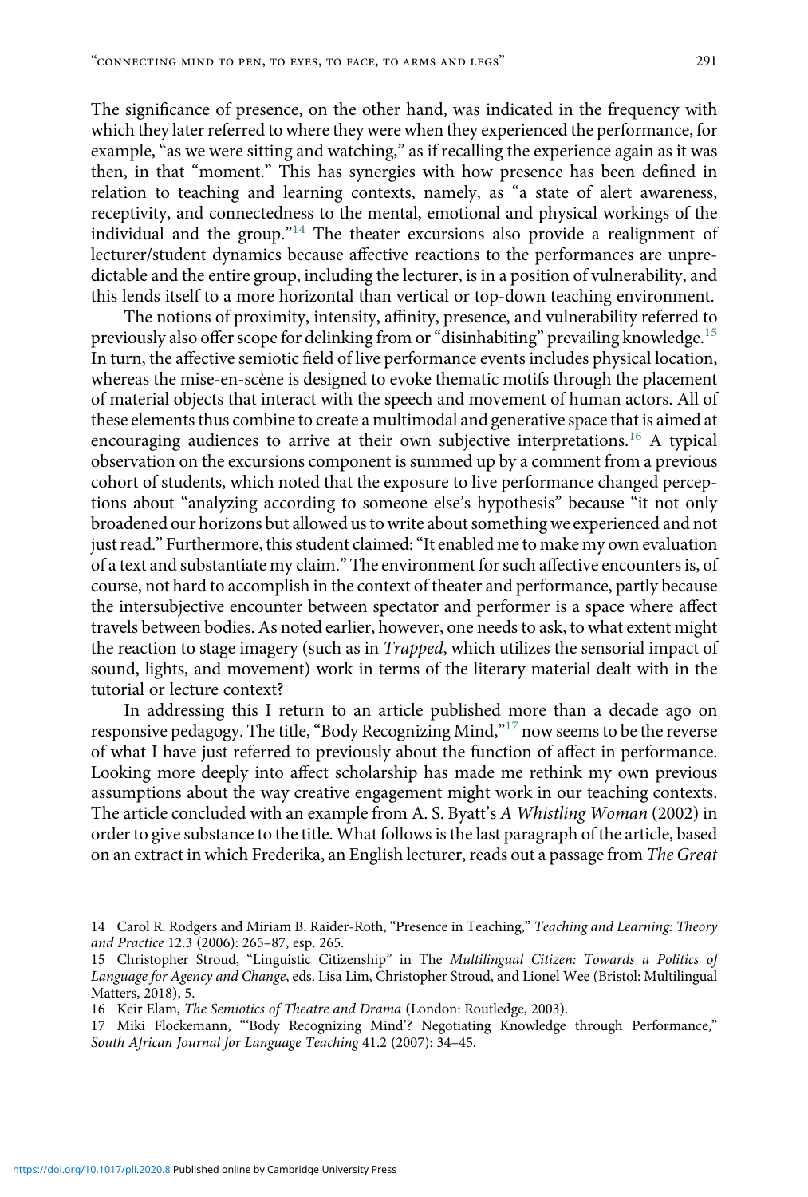The significance of presence, on the other hand, was indicated in the frequency with which they later referred to where they were when they experienced the performance, for example, "as we were sitting and watching," as if recalling the experience again as it was then, in that "moment." This has synergies with how presence has been defined in relation to teaching and learning contexts, namely, as "a state of alert awareness, receptivity, and connectedness to the mental, emotional and physical workings of the individual and the group."[14] The theater excursions also provide a realignment of lecturer/student dynamics because affective reactions to the performances are unpredictable and the entire group, including the lecturer, is in a position of vulnerability, and this lends itself to a more horizontal than vertical or top-down teaching environment.

The notions of proximity, intensity, affinity, presence, and vulnerability referred to previously also offer scope for delinking from or "disinhabiting" prevailing knowledge.[15] In turn, the affective semiotic field of live performance events includes physical location, whereas the mise-en-scène is designed to evoke thematic motifs through the placement of material objects that interact with the speech and movement of human actors. All of these elements thus combine to create a multimodal and generative space that is aimed at encouraging audiences to arrive at their own subjective interpretations.[16] A typical observation on the excursions component is summed up by a comment from a previous cohort of students, which noted that the exposure to live performance changed perceptions about "analyzing according to someone else's hypothesis" because "it not only broadened our horizons but allowed us to write about something we experienced and not just read." Furthermore, this student claimed: "It enabled me to make my own evaluation of a text and substantiate my claim." The environment for such affective encounters is, of course, not hard to accomplish in the context of theater and performance, partly because the intersubjective encounter between spectator and performer is a space where affect travels between bodies. As noted earlier, however, one needs to ask, to what extent might the reaction to stage imagery (such as in *Trapped*, which utilizes the sensorial impact of sound, lights, and movement) work in terms of the literary material dealt with in the tutorial or lecture context?

In addressing this I return to an article published more than a decade ago on responsive pedagogy. The title, "Body Recognizing Mind,"[17] now seems to be the reverse of what I have just referred to previously about the function of affect in performance. Looking more deeply into affect scholarship has made me rethink my own previous assumptions about the way creative engagement might work in our teaching contexts. The article concluded with an example from A. S. Byatt's *A Whistling Woman* (2002) in order to give substance to the title. What follows is the last paragraph of the article, based on an extract in which Frederika, an English lecturer, reads out a passage from *The Great*

14 Carol R. Rodgers and Miriam B. Raider-Roth, "Presence in Teaching," *Teaching and Learning: Theory and Practice* 12.3 (2006): 265–87, esp. 265.

15 Christopher Stroud, "Linguistic Citizenship" in The *Multilingual Citizen: Towards a Politics of Language for Agency and Change*, eds. Lisa Lim, Christopher Stroud, and Lionel Wee (Bristol: Multilingual Matters, 2018), 5.

16 Keir Elam, *The Semiotics of Theatre and Drama* (London: Routledge, 2003).

17 Miki Flockemann, "'Body Recognizing Mind'? Negotiating Knowledge through Performance," *South African Journal for Language Teaching* 41.2 (2007): 34–45.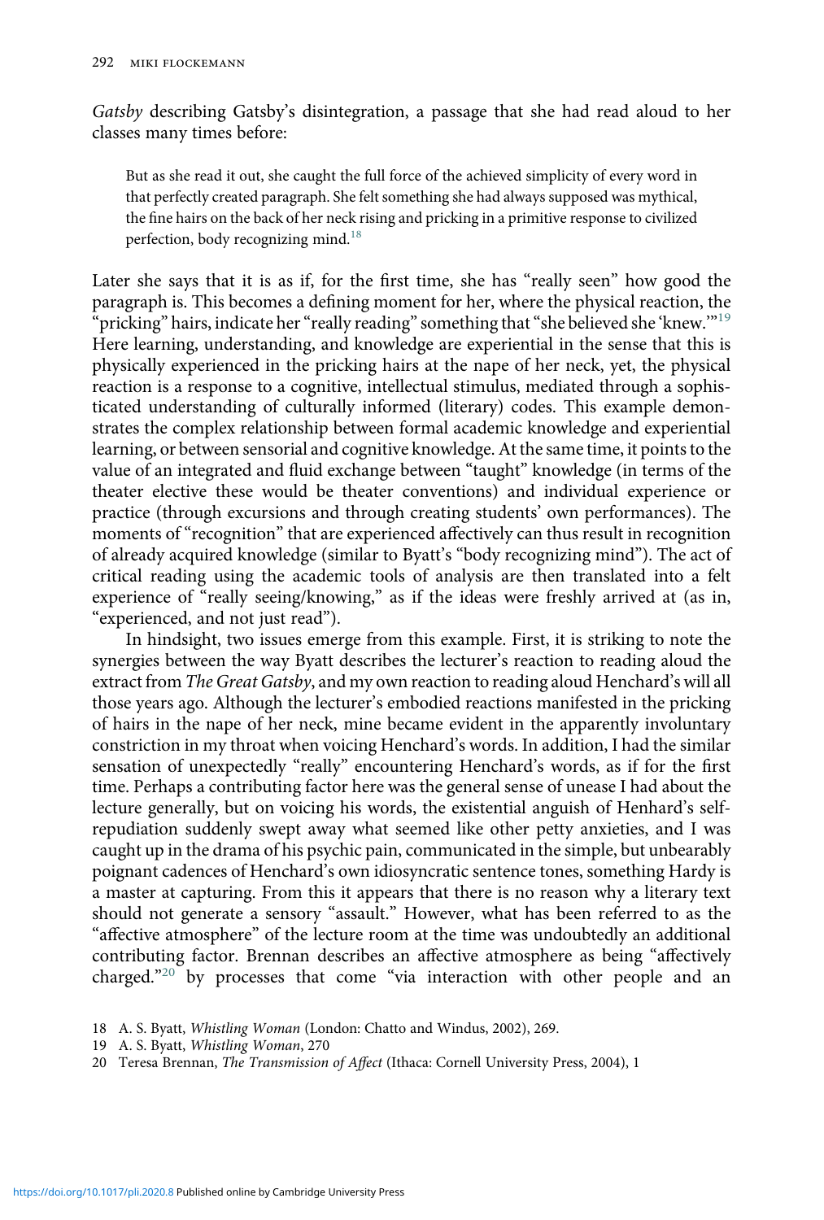*Gatsby* describing Gatsby's disintegration, a passage that she had read aloud to her classes many times before:

> But as she read it out, she caught the full force of the achieved simplicity of every word in that perfectly created paragraph. She felt something she had always supposed was mythical, the fine hairs on the back of her neck rising and pricking in a primitive response to civilized perfection, body recognizing mind.[18]

Later she says that it is as if, for the first time, she has "really seen" how good the paragraph is. This becomes a defining moment for her, where the physical reaction, the "pricking" hairs, indicate her "really reading" something that "she believed she 'knew.'"[19] Here learning, understanding, and knowledge are experiential in the sense that this is physically experienced in the pricking hairs at the nape of her neck, yet, the physical reaction is a response to a cognitive, intellectual stimulus, mediated through a sophisticated understanding of culturally informed (literary) codes. This example demonstrates the complex relationship between formal academic knowledge and experiential learning, or between sensorial and cognitive knowledge. At the same time, it points to the value of an integrated and fluid exchange between "taught" knowledge (in terms of the theater elective these would be theater conventions) and individual experience or practice (through excursions and through creating students' own performances). The moments of "recognition" that are experienced affectively can thus result in recognition of already acquired knowledge (similar to Byatt's "body recognizing mind"). The act of critical reading using the academic tools of analysis are then translated into a felt experience of "really seeing/knowing," as if the ideas were freshly arrived at (as in, "experienced, and not just read").

In hindsight, two issues emerge from this example. First, it is striking to note the synergies between the way Byatt describes the lecturer's reaction to reading aloud the extract from *The Great Gatsby*, and my own reaction to reading aloud Henchard's will all those years ago. Although the lecturer's embodied reactions manifested in the pricking of hairs in the nape of her neck, mine became evident in the apparently involuntary constriction in my throat when voicing Henchard's words. In addition, I had the similar sensation of unexpectedly "really" encountering Henchard's words, as if for the first time. Perhaps a contributing factor here was the general sense of unease I had about the lecture generally, but on voicing his words, the existential anguish of Henhard's self-repudiation suddenly swept away what seemed like other petty anxieties, and I was caught up in the drama of his psychic pain, communicated in the simple, but unbearably poignant cadences of Henchard's own idiosyncratic sentence tones, something Hardy is a master at capturing. From this it appears that there is no reason why a literary text should not generate a sensory "assault." However, what has been referred to as the "affective atmosphere" of the lecture room at the time was undoubtedly an additional contributing factor. Brennan describes an affective atmosphere as being "affectively charged."[20] by processes that come "via interaction with other people and an

18 A. S. Byatt, *Whistling Woman* (London: Chatto and Windus, 2002), 269.

19 A. S. Byatt, *Whistling Woman*, 270

20 Teresa Brennan, *The Transmission of Affect* (Ithaca: Cornell University Press, 2004), 1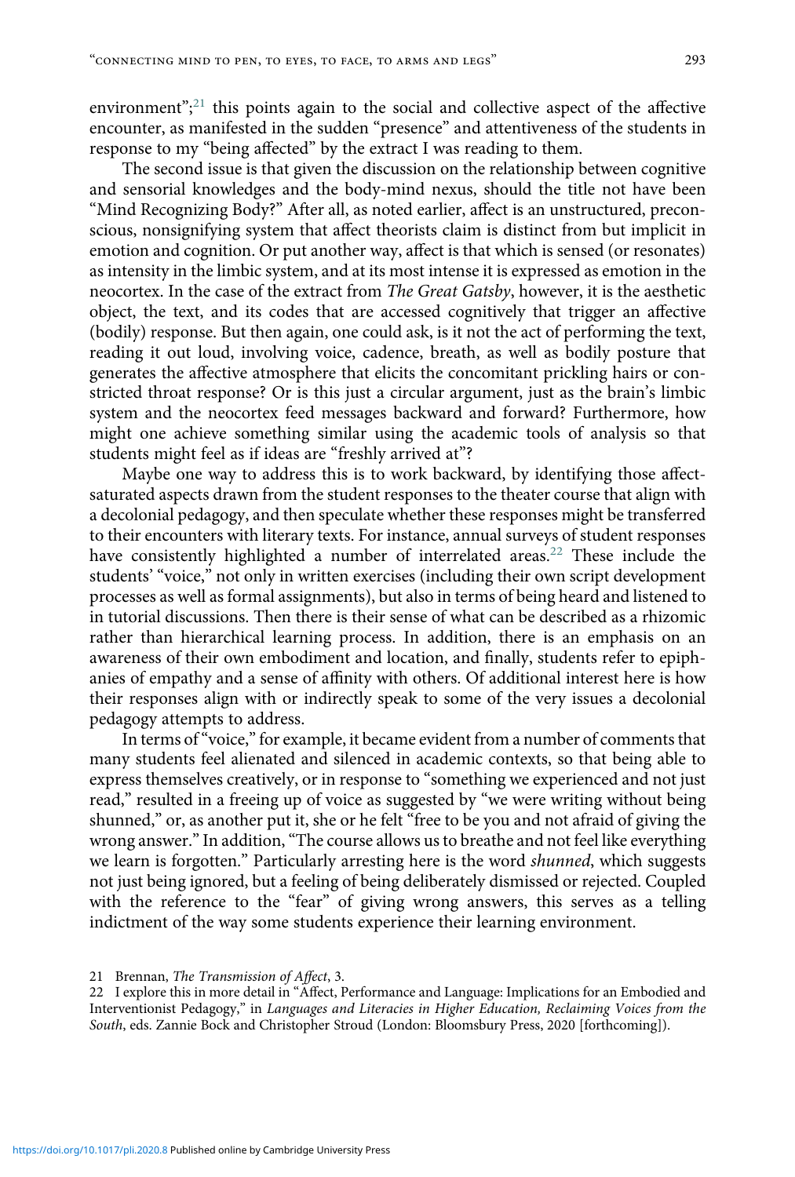environment";[21] this points again to the social and collective aspect of the affective encounter, as manifested in the sudden "presence" and attentiveness of the students in response to my "being affected" by the extract I was reading to them.

The second issue is that given the discussion on the relationship between cognitive and sensorial knowledges and the body-mind nexus, should the title not have been "Mind Recognizing Body?" After all, as noted earlier, affect is an unstructured, preconscious, nonsignifying system that affect theorists claim is distinct from but implicit in emotion and cognition. Or put another way, affect is that which is sensed (or resonates) as intensity in the limbic system, and at its most intense it is expressed as emotion in the neocortex. In the case of the extract from *The Great Gatsby*, however, it is the aesthetic object, the text, and its codes that are accessed cognitively that trigger an affective (bodily) response. But then again, one could ask, is it not the act of performing the text, reading it out loud, involving voice, cadence, breath, as well as bodily posture that generates the affective atmosphere that elicits the concomitant prickling hairs or constricted throat response? Or is this just a circular argument, just as the brain's limbic system and the neocortex feed messages backward and forward? Furthermore, how might one achieve something similar using the academic tools of analysis so that students might feel as if ideas are "freshly arrived at"?

Maybe one way to address this is to work backward, by identifying those affect-saturated aspects drawn from the student responses to the theater course that align with a decolonial pedagogy, and then speculate whether these responses might be transferred to their encounters with literary texts. For instance, annual surveys of student responses have consistently highlighted a number of interrelated areas.[22] These include the students' "voice," not only in written exercises (including their own script development processes as well as formal assignments), but also in terms of being heard and listened to in tutorial discussions. Then there is their sense of what can be described as a rhizomic rather than hierarchical learning process. In addition, there is an emphasis on an awareness of their own embodiment and location, and finally, students refer to epiphanies of empathy and a sense of affinity with others. Of additional interest here is how their responses align with or indirectly speak to some of the very issues a decolonial pedagogy attempts to address.

In terms of "voice," for example, it became evident from a number of comments that many students feel alienated and silenced in academic contexts, so that being able to express themselves creatively, or in response to "something we experienced and not just read," resulted in a freeing up of voice as suggested by "we were writing without being shunned," or, as another put it, she or he felt "free to be you and not afraid of giving the wrong answer." In addition, "The course allows us to breathe and not feel like everything we learn is forgotten." Particularly arresting here is the word *shunned*, which suggests not just being ignored, but a feeling of being deliberately dismissed or rejected. Coupled with the reference to the "fear" of giving wrong answers, this serves as a telling indictment of the way some students experience their learning environment.

21 Brennan, *The Transmission of Affect*, 3.

22 I explore this in more detail in "Affect, Performance and Language: Implications for an Embodied and Interventionist Pedagogy," in *Languages and Literacies in Higher Education, Reclaiming Voices from the South*, eds. Zannie Bock and Christopher Stroud (London: Bloomsbury Press, 2020 [forthcoming]).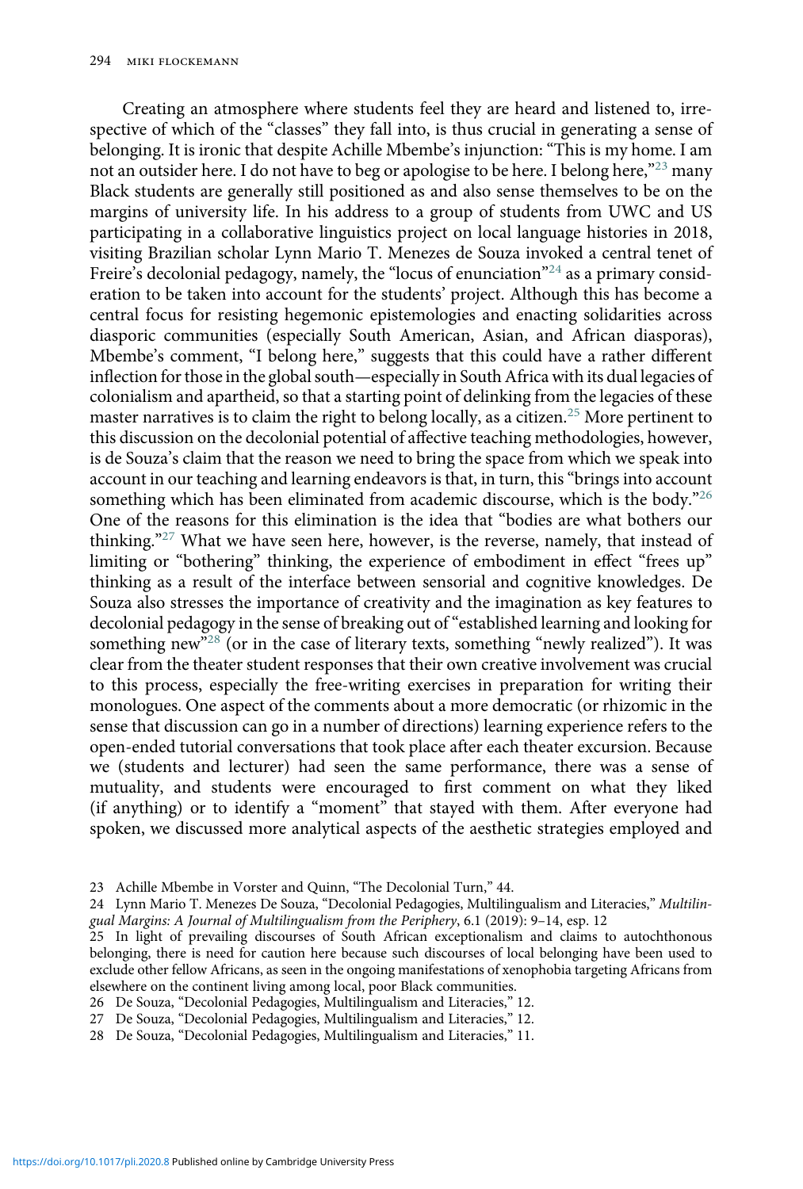Creating an atmosphere where students feel they are heard and listened to, irrespective of which of the "classes" they fall into, is thus crucial in generating a sense of belonging. It is ironic that despite Achille Mbembe's injunction: "This is my home. I am not an outsider here. I do not have to beg or apologise to be here. I belong here,"[23] many Black students are generally still positioned as and also sense themselves to be on the margins of university life. In his address to a group of students from UWC and US participating in a collaborative linguistics project on local language histories in 2018, visiting Brazilian scholar Lynn Mario T. Menezes de Souza invoked a central tenet of Freire's decolonial pedagogy, namely, the "locus of enunciation"[24] as a primary consideration to be taken into account for the students' project. Although this has become a central focus for resisting hegemonic epistemologies and enacting solidarities across diasporic communities (especially South American, Asian, and African diasporas), Mbembe's comment, "I belong here," suggests that this could have a rather different inflection for those in the global south—especially in South Africa with its dual legacies of colonialism and apartheid, so that a starting point of delinking from the legacies of these master narratives is to claim the right to belong locally, as a citizen.[25] More pertinent to this discussion on the decolonial potential of affective teaching methodologies, however, is de Souza's claim that the reason we need to bring the space from which we speak into account in our teaching and learning endeavors is that, in turn, this "brings into account something which has been eliminated from academic discourse, which is the body."[26] One of the reasons for this elimination is the idea that "bodies are what bothers our thinking."[27] What we have seen here, however, is the reverse, namely, that instead of limiting or "bothering" thinking, the experience of embodiment in effect "frees up" thinking as a result of the interface between sensorial and cognitive knowledges. De Souza also stresses the importance of creativity and the imagination as key features to decolonial pedagogy in the sense of breaking out of "established learning and looking for something new"[28] (or in the case of literary texts, something "newly realized"). It was clear from the theater student responses that their own creative involvement was crucial to this process, especially the free-writing exercises in preparation for writing their monologues. One aspect of the comments about a more democratic (or rhizomic in the sense that discussion can go in a number of directions) learning experience refers to the open-ended tutorial conversations that took place after each theater excursion. Because we (students and lecturer) had seen the same performance, there was a sense of mutuality, and students were encouraged to first comment on what they liked (if anything) or to identify a "moment" that stayed with them. After everyone had spoken, we discussed more analytical aspects of the aesthetic strategies employed and

23 Achille Mbembe in Vorster and Quinn, "The Decolonial Turn," 44.

24 Lynn Mario T. Menezes De Souza, "Decolonial Pedagogies, Multilingualism and Literacies," *Multilingual Margins: A Journal of Multilingualism from the Periphery*, 6.1 (2019): 9–14, esp. 12

25 In light of prevailing discourses of South African exceptionalism and claims to autochthonous belonging, there is need for caution here because such discourses of local belonging have been used to exclude other fellow Africans, as seen in the ongoing manifestations of xenophobia targeting Africans from elsewhere on the continent living among local, poor Black communities.

26 De Souza, "Decolonial Pedagogies, Multilingualism and Literacies," 12.

27 De Souza, "Decolonial Pedagogies, Multilingualism and Literacies," 12.

28 De Souza, "Decolonial Pedagogies, Multilingualism and Literacies," 11.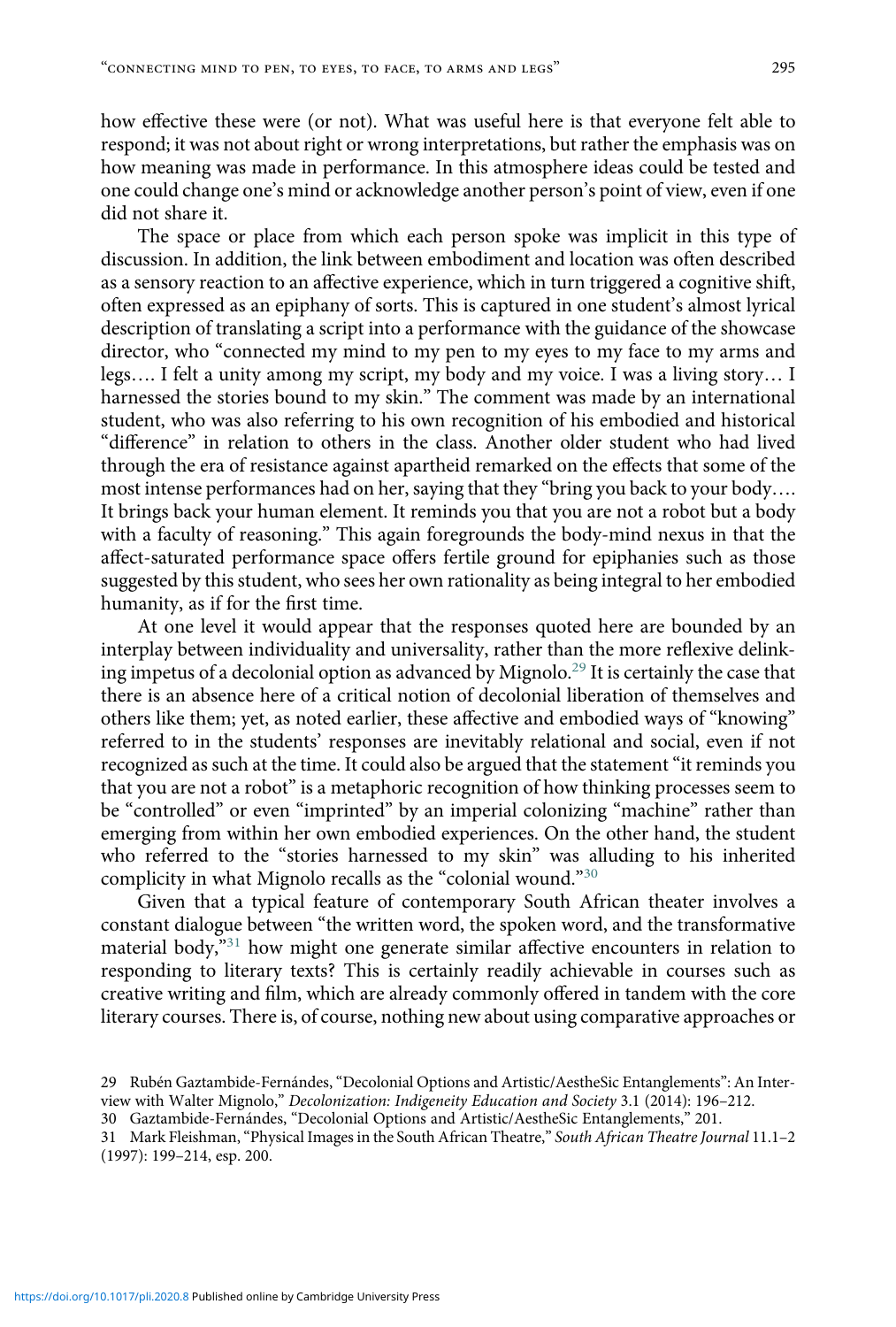how effective these were (or not). What was useful here is that everyone felt able to respond; it was not about right or wrong interpretations, but rather the emphasis was on how meaning was made in performance. In this atmosphere ideas could be tested and one could change one's mind or acknowledge another person's point of view, even if one did not share it.

The space or place from which each person spoke was implicit in this type of discussion. In addition, the link between embodiment and location was often described as a sensory reaction to an affective experience, which in turn triggered a cognitive shift, often expressed as an epiphany of sorts. This is captured in one student's almost lyrical description of translating a script into a performance with the guidance of the showcase director, who "connected my mind to my pen to my eyes to my face to my arms and legs…. I felt a unity among my script, my body and my voice. I was a living story… I harnessed the stories bound to my skin." The comment was made by an international student, who was also referring to his own recognition of his embodied and historical "difference" in relation to others in the class. Another older student who had lived through the era of resistance against apartheid remarked on the effects that some of the most intense performances had on her, saying that they "bring you back to your body…. It brings back your human element. It reminds you that you are not a robot but a body with a faculty of reasoning." This again foregrounds the body-mind nexus in that the affect-saturated performance space offers fertile ground for epiphanies such as those suggested by this student, who sees her own rationality as being integral to her embodied humanity, as if for the first time.

At one level it would appear that the responses quoted here are bounded by an interplay between individuality and universality, rather than the more reflexive delinking impetus of a decolonial option as advanced by Mignolo.[29] It is certainly the case that there is an absence here of a critical notion of decolonial liberation of themselves and others like them; yet, as noted earlier, these affective and embodied ways of "knowing" referred to in the students' responses are inevitably relational and social, even if not recognized as such at the time. It could also be argued that the statement "it reminds you that you are not a robot" is a metaphoric recognition of how thinking processes seem to be "controlled" or even "imprinted" by an imperial colonizing "machine" rather than emerging from within her own embodied experiences. On the other hand, the student who referred to the "stories harnessed to my skin" was alluding to his inherited complicity in what Mignolo recalls as the "colonial wound."[30]

Given that a typical feature of contemporary South African theater involves a constant dialogue between "the written word, the spoken word, and the transformative material body,"[31] how might one generate similar affective encounters in relation to responding to literary texts? This is certainly readily achievable in courses such as creative writing and film, which are already commonly offered in tandem with the core literary courses. There is, of course, nothing new about using comparative approaches or

29 Rubén Gaztambide-Fernándes, "Decolonial Options and Artistic/AestheSic Entanglements": An Interview with Walter Mignolo," *Decolonization: Indigeneity Education and Society* 3.1 (2014): 196–212.

30 Gaztambide-Fernándes, "Decolonial Options and Artistic/AestheSic Entanglements," 201.

31 Mark Fleishman, "Physical Images in the South African Theatre," *South African Theatre Journal* 11.1–2 (1997): 199–214, esp. 200.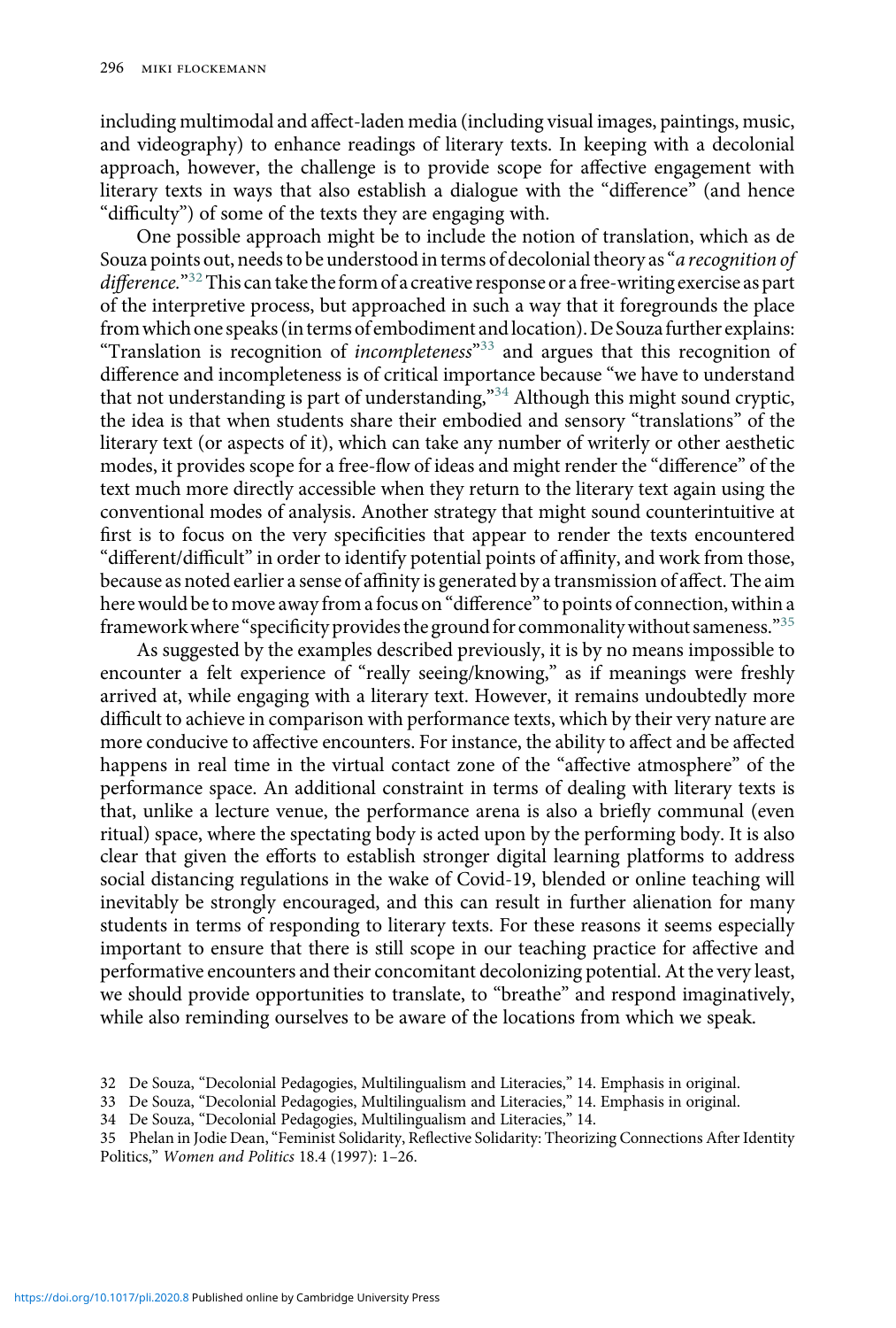including multimodal and affect-laden media (including visual images, paintings, music, and videography) to enhance readings of literary texts. In keeping with a decolonial approach, however, the challenge is to provide scope for affective engagement with literary texts in ways that also establish a dialogue with the "difference" (and hence "difficulty") of some of the texts they are engaging with.

One possible approach might be to include the notion of translation, which as de Souza points out, needs to be understood in terms of decolonial theory as "*a recognition of difference*."[32] This can take the form of a creative response or a free-writing exercise as part of the interpretive process, but approached in such a way that it foregrounds the place from which one speaks (in terms of embodiment and location). De Souza further explains: "Translation is recognition of *incompleteness*"[33] and argues that this recognition of difference and incompleteness is of critical importance because "we have to understand that not understanding is part of understanding,"[34] Although this might sound cryptic, the idea is that when students share their embodied and sensory "translations" of the literary text (or aspects of it), which can take any number of writerly or other aesthetic modes, it provides scope for a free-flow of ideas and might render the "difference" of the text much more directly accessible when they return to the literary text again using the conventional modes of analysis. Another strategy that might sound counterintuitive at first is to focus on the very specificities that appear to render the texts encountered "different/difficult" in order to identify potential points of affinity, and work from those, because as noted earlier a sense of affinity is generated by a transmission of affect. The aim here would be to move away from a focus on "difference" to points of connection, within a framework where "specificity provides the ground for commonality without sameness."[35]

As suggested by the examples described previously, it is by no means impossible to encounter a felt experience of "really seeing/knowing," as if meanings were freshly arrived at, while engaging with a literary text. However, it remains undoubtedly more difficult to achieve in comparison with performance texts, which by their very nature are more conducive to affective encounters. For instance, the ability to affect and be affected happens in real time in the virtual contact zone of the "affective atmosphere" of the performance space. An additional constraint in terms of dealing with literary texts is that, unlike a lecture venue, the performance arena is also a briefly communal (even ritual) space, where the spectating body is acted upon by the performing body. It is also clear that given the efforts to establish stronger digital learning platforms to address social distancing regulations in the wake of Covid-19, blended or online teaching will inevitably be strongly encouraged, and this can result in further alienation for many students in terms of responding to literary texts. For these reasons it seems especially important to ensure that there is still scope in our teaching practice for affective and performative encounters and their concomitant decolonizing potential. At the very least, we should provide opportunities to translate, to "breathe" and respond imaginatively, while also reminding ourselves to be aware of the locations from which we speak.

32 De Souza, "Decolonial Pedagogies, Multilingualism and Literacies," 14. Emphasis in original.

33 De Souza, "Decolonial Pedagogies, Multilingualism and Literacies," 14. Emphasis in original.

34 De Souza, "Decolonial Pedagogies, Multilingualism and Literacies," 14.

35 Phelan in Jodie Dean, "Feminist Solidarity, Reflective Solidarity: Theorizing Connections After Identity Politics," *Women and Politics* 18.4 (1997): 1–26.